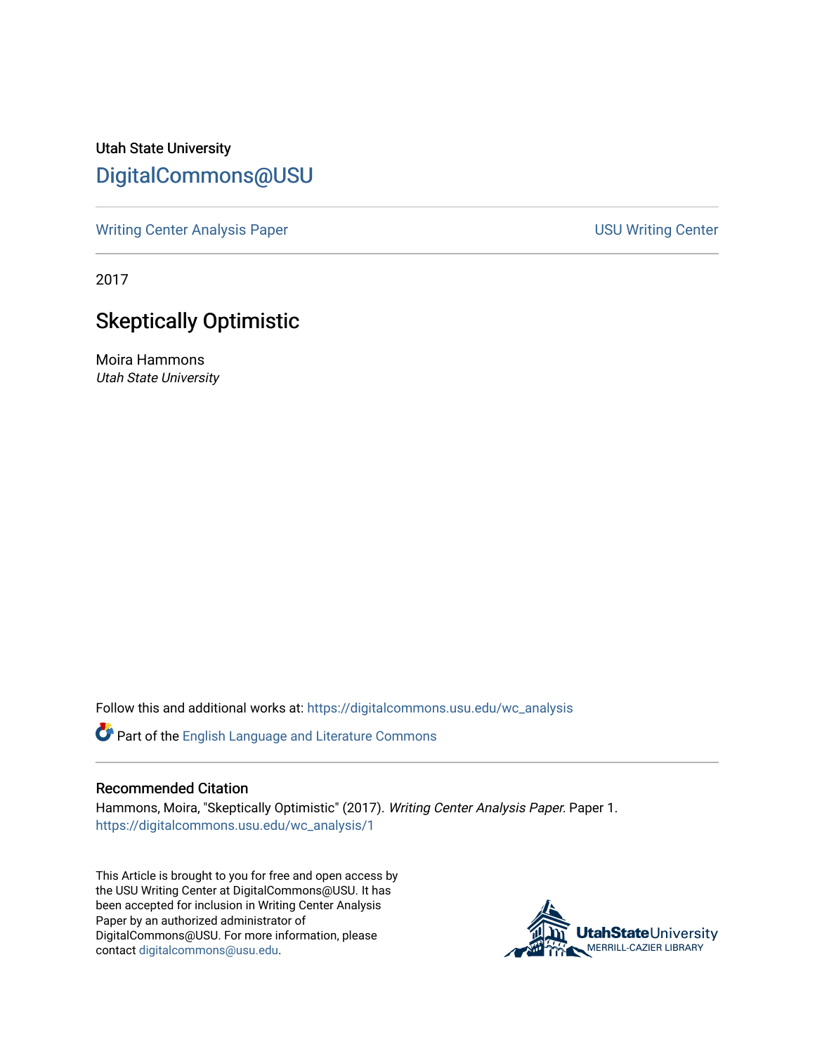Utah State University

# DigitalCommons@USU

Writing Center Analysis Paper    USU Writing Center

2017

## Skeptically Optimistic

Moira Hammons
*Utah State University*

Follow this and additional works at: https://digitalcommons.usu.edu/wc_analysis

Part of the English Language and Literature Commons

### Recommended Citation

Hammons, Moira, "Skeptically Optimistic" (2017). *Writing Center Analysis Paper.* Paper 1.
https://digitalcommons.usu.edu/wc_analysis/1

This Article is brought to you for free and open access by the USU Writing Center at DigitalCommons@USU. It has been accepted for inclusion in Writing Center Analysis Paper by an authorized administrator of DigitalCommons@USU. For more information, please contact digitalcommons@usu.edu.

UtahStateUniversity
MERRILL-CAZIER LIBRARY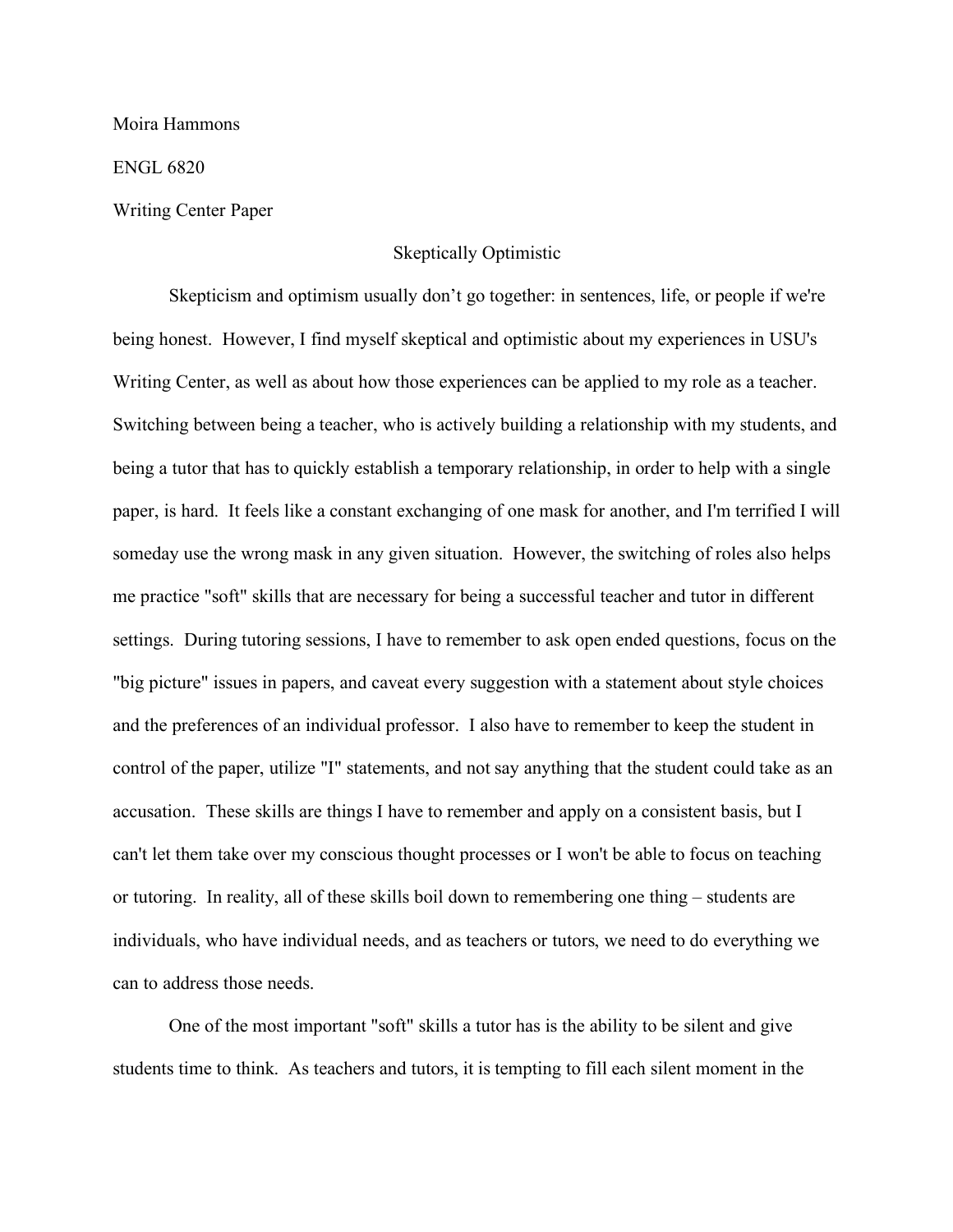Moira Hammons

ENGL 6820

Writing Center Paper

# Skeptically Optimistic

Skepticism and optimism usually don't go together: in sentences, life, or people if we're being honest. However, I find myself skeptical and optimistic about my experiences in USU's Writing Center, as well as about how those experiences can be applied to my role as a teacher. Switching between being a teacher, who is actively building a relationship with my students, and being a tutor that has to quickly establish a temporary relationship, in order to help with a single paper, is hard. It feels like a constant exchanging of one mask for another, and I'm terrified I will someday use the wrong mask in any given situation. However, the switching of roles also helps me practice "soft" skills that are necessary for being a successful teacher and tutor in different settings. During tutoring sessions, I have to remember to ask open ended questions, focus on the "big picture" issues in papers, and caveat every suggestion with a statement about style choices and the preferences of an individual professor. I also have to remember to keep the student in control of the paper, utilize "I" statements, and not say anything that the student could take as an accusation. These skills are things I have to remember and apply on a consistent basis, but I can't let them take over my conscious thought processes or I won't be able to focus on teaching or tutoring. In reality, all of these skills boil down to remembering one thing – students are individuals, who have individual needs, and as teachers or tutors, we need to do everything we can to address those needs.

One of the most important "soft" skills a tutor has is the ability to be silent and give students time to think. As teachers and tutors, it is tempting to fill each silent moment in the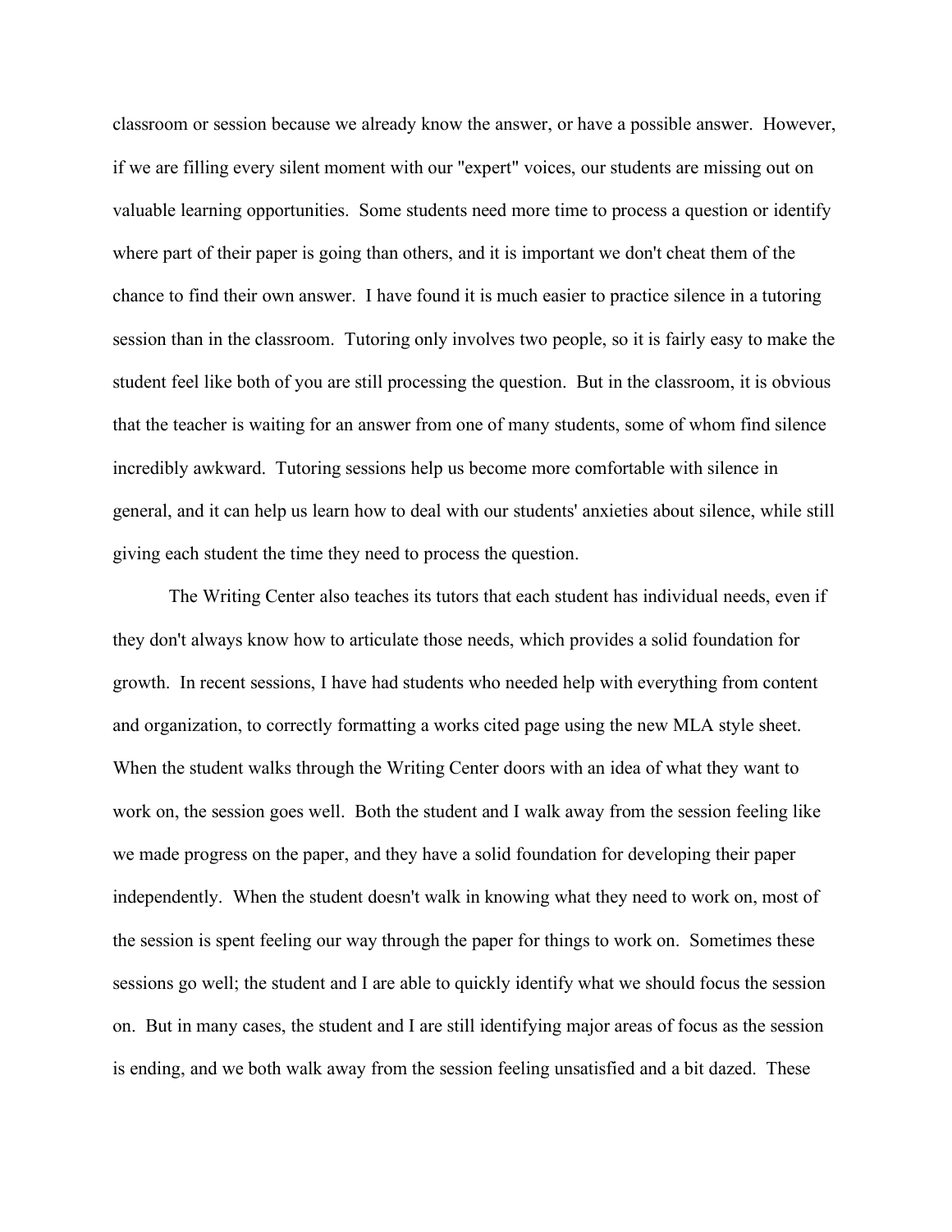classroom or session because we already know the answer, or have a possible answer. However, if we are filling every silent moment with our "expert" voices, our students are missing out on valuable learning opportunities. Some students need more time to process a question or identify where part of their paper is going than others, and it is important we don't cheat them of the chance to find their own answer. I have found it is much easier to practice silence in a tutoring session than in the classroom. Tutoring only involves two people, so it is fairly easy to make the student feel like both of you are still processing the question. But in the classroom, it is obvious that the teacher is waiting for an answer from one of many students, some of whom find silence incredibly awkward. Tutoring sessions help us become more comfortable with silence in general, and it can help us learn how to deal with our students' anxieties about silence, while still giving each student the time they need to process the question.

The Writing Center also teaches its tutors that each student has individual needs, even if they don't always know how to articulate those needs, which provides a solid foundation for growth. In recent sessions, I have had students who needed help with everything from content and organization, to correctly formatting a works cited page using the new MLA style sheet. When the student walks through the Writing Center doors with an idea of what they want to work on, the session goes well. Both the student and I walk away from the session feeling like we made progress on the paper, and they have a solid foundation for developing their paper independently. When the student doesn't walk in knowing what they need to work on, most of the session is spent feeling our way through the paper for things to work on. Sometimes these sessions go well; the student and I are able to quickly identify what we should focus the session on. But in many cases, the student and I are still identifying major areas of focus as the session is ending, and we both walk away from the session feeling unsatisfied and a bit dazed. These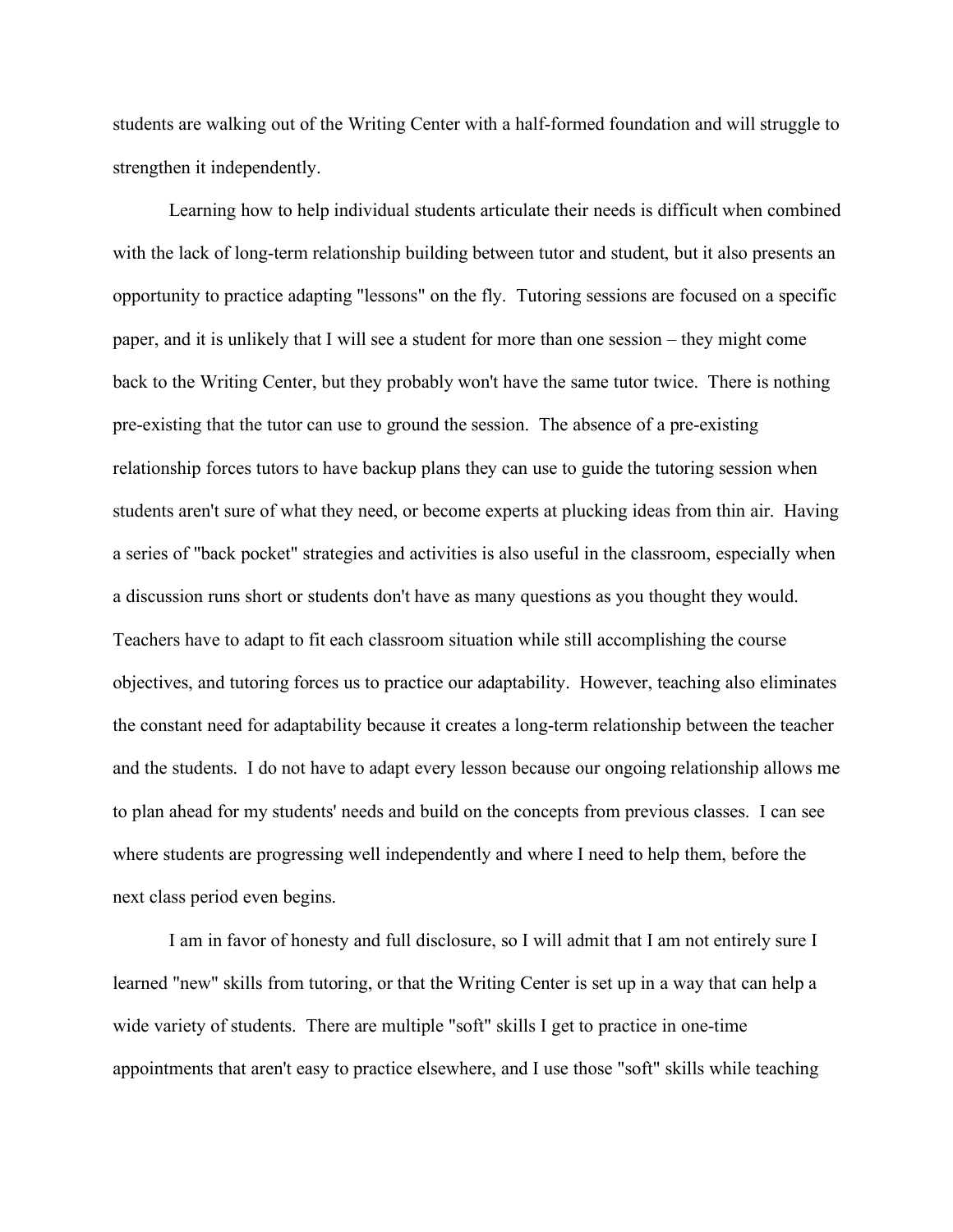students are walking out of the Writing Center with a half-formed foundation and will struggle to strengthen it independently.

Learning how to help individual students articulate their needs is difficult when combined with the lack of long-term relationship building between tutor and student, but it also presents an opportunity to practice adapting "lessons" on the fly. Tutoring sessions are focused on a specific paper, and it is unlikely that I will see a student for more than one session – they might come back to the Writing Center, but they probably won't have the same tutor twice. There is nothing pre-existing that the tutor can use to ground the session. The absence of a pre-existing relationship forces tutors to have backup plans they can use to guide the tutoring session when students aren't sure of what they need, or become experts at plucking ideas from thin air. Having a series of "back pocket" strategies and activities is also useful in the classroom, especially when a discussion runs short or students don't have as many questions as you thought they would. Teachers have to adapt to fit each classroom situation while still accomplishing the course objectives, and tutoring forces us to practice our adaptability. However, teaching also eliminates the constant need for adaptability because it creates a long-term relationship between the teacher and the students. I do not have to adapt every lesson because our ongoing relationship allows me to plan ahead for my students' needs and build on the concepts from previous classes. I can see where students are progressing well independently and where I need to help them, before the next class period even begins.

I am in favor of honesty and full disclosure, so I will admit that I am not entirely sure I learned "new" skills from tutoring, or that the Writing Center is set up in a way that can help a wide variety of students. There are multiple "soft" skills I get to practice in one-time appointments that aren't easy to practice elsewhere, and I use those "soft" skills while teaching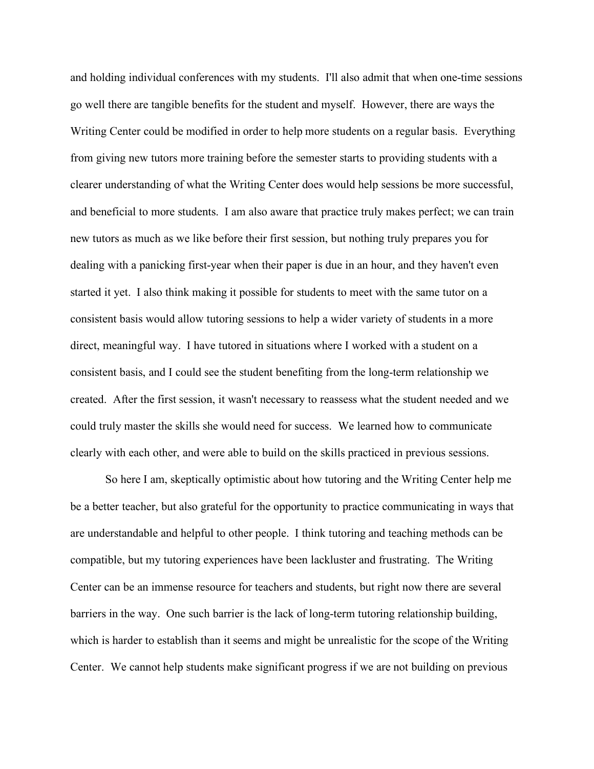and holding individual conferences with my students. I'll also admit that when one-time sessions go well there are tangible benefits for the student and myself. However, there are ways the Writing Center could be modified in order to help more students on a regular basis. Everything from giving new tutors more training before the semester starts to providing students with a clearer understanding of what the Writing Center does would help sessions be more successful, and beneficial to more students. I am also aware that practice truly makes perfect; we can train new tutors as much as we like before their first session, but nothing truly prepares you for dealing with a panicking first-year when their paper is due in an hour, and they haven't even started it yet. I also think making it possible for students to meet with the same tutor on a consistent basis would allow tutoring sessions to help a wider variety of students in a more direct, meaningful way. I have tutored in situations where I worked with a student on a consistent basis, and I could see the student benefiting from the long-term relationship we created. After the first session, it wasn't necessary to reassess what the student needed and we could truly master the skills she would need for success. We learned how to communicate clearly with each other, and were able to build on the skills practiced in previous sessions.

So here I am, skeptically optimistic about how tutoring and the Writing Center help me be a better teacher, but also grateful for the opportunity to practice communicating in ways that are understandable and helpful to other people. I think tutoring and teaching methods can be compatible, but my tutoring experiences have been lackluster and frustrating. The Writing Center can be an immense resource for teachers and students, but right now there are several barriers in the way. One such barrier is the lack of long-term tutoring relationship building, which is harder to establish than it seems and might be unrealistic for the scope of the Writing Center. We cannot help students make significant progress if we are not building on previous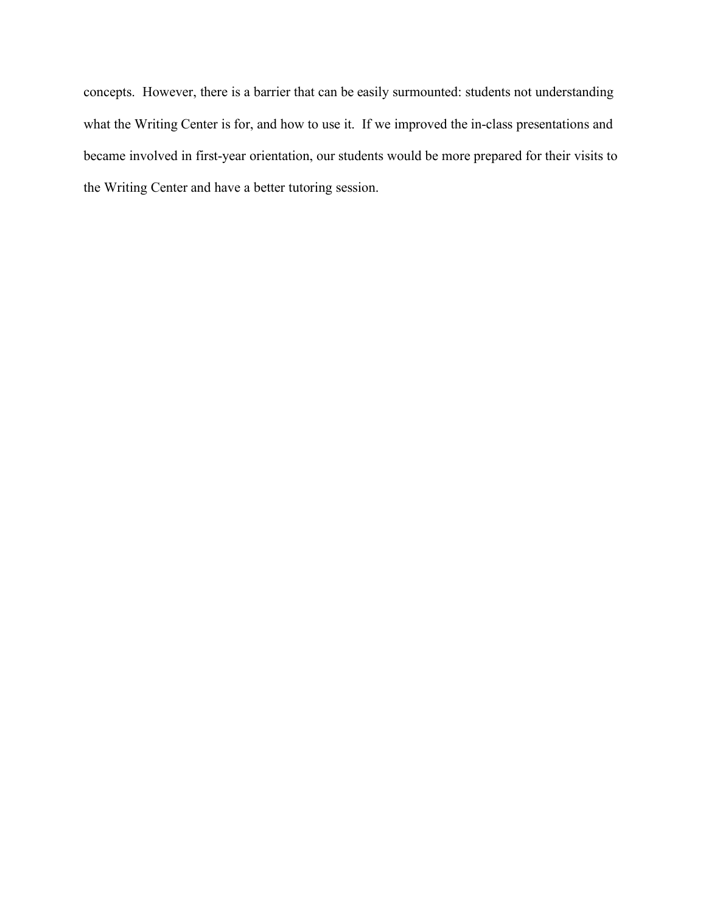concepts. However, there is a barrier that can be easily surmounted: students not understanding what the Writing Center is for, and how to use it. If we improved the in-class presentations and became involved in first-year orientation, our students would be more prepared for their visits to the Writing Center and have a better tutoring session.